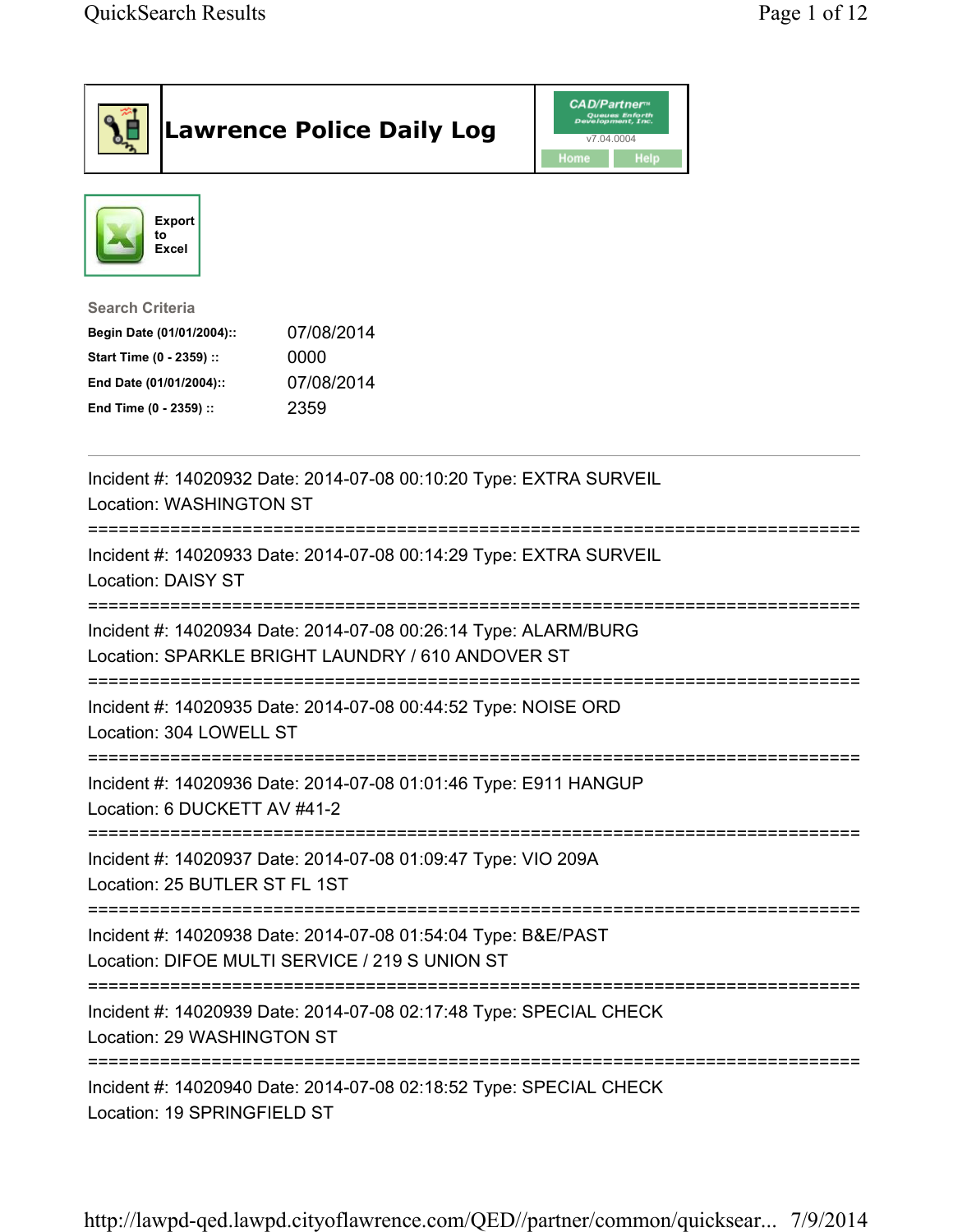# Lawrence Police Daily Log

Export to Excel

**Search Criteria**

| | |
|---|---|
| **Begin Date (01/01/2004)::** | 07/08/2014 |
| **Start Time (0 - 2359) ::** | 0000 |
| **End Date (01/01/2004)::** | 07/08/2014 |
| **End Time (0 - 2359) ::** | 2359 |

---

Incident #: 14020932 Date: 2014-07-08 00:10:20 Type: EXTRA SURVEIL
Location: WASHINGTON ST

===========================================================================

Incident #: 14020933 Date: 2014-07-08 00:14:29 Type: EXTRA SURVEIL
Location: DAISY ST

===========================================================================

Incident #: 14020934 Date: 2014-07-08 00:26:14 Type: ALARM/BURG
Location: SPARKLE BRIGHT LAUNDRY / 610 ANDOVER ST

===========================================================================

Incident #: 14020935 Date: 2014-07-08 00:44:52 Type: NOISE ORD
Location: 304 LOWELL ST

===========================================================================

Incident #: 14020936 Date: 2014-07-08 01:01:46 Type: E911 HANGUP
Location: 6 DUCKETT AV #41-2

===========================================================================

Incident #: 14020937 Date: 2014-07-08 01:09:47 Type: VIO 209A
Location: 25 BUTLER ST FL 1ST

===========================================================================

Incident #: 14020938 Date: 2014-07-08 01:54:04 Type: B&E/PAST
Location: DIFOE MULTI SERVICE / 219 S UNION ST

===========================================================================

Incident #: 14020939 Date: 2014-07-08 02:17:48 Type: SPECIAL CHECK
Location: 29 WASHINGTON ST

===========================================================================

Incident #: 14020940 Date: 2014-07-08 02:18:52 Type: SPECIAL CHECK
Location: 19 SPRINGFIELD ST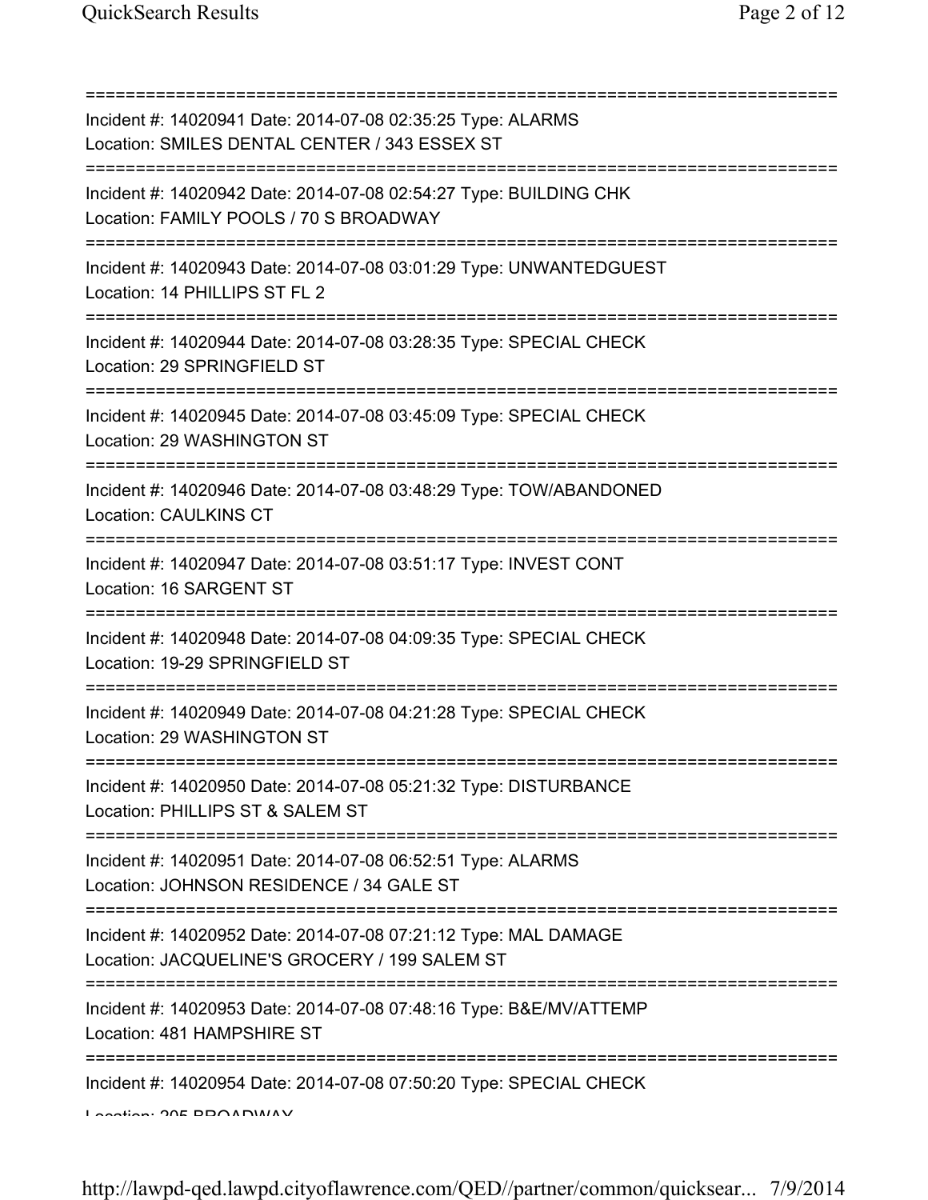===========================================================================

Incident #: 14020941 Date: 2014-07-08 02:35:25 Type: ALARMS
Location: SMILES DENTAL CENTER / 343 ESSEX ST

===========================================================================

Incident #: 14020942 Date: 2014-07-08 02:54:27 Type: BUILDING CHK
Location: FAMILY POOLS / 70 S BROADWAY

===========================================================================

Incident #: 14020943 Date: 2014-07-08 03:01:29 Type: UNWANTEDGUEST
Location: 14 PHILLIPS ST FL 2

===========================================================================

Incident #: 14020944 Date: 2014-07-08 03:28:35 Type: SPECIAL CHECK
Location: 29 SPRINGFIELD ST

===========================================================================

Incident #: 14020945 Date: 2014-07-08 03:45:09 Type: SPECIAL CHECK
Location: 29 WASHINGTON ST

===========================================================================

Incident #: 14020946 Date: 2014-07-08 03:48:29 Type: TOW/ABANDONED
Location: CAULKINS CT

===========================================================================

Incident #: 14020947 Date: 2014-07-08 03:51:17 Type: INVEST CONT
Location: 16 SARGENT ST

===========================================================================

Incident #: 14020948 Date: 2014-07-08 04:09:35 Type: SPECIAL CHECK
Location: 19-29 SPRINGFIELD ST

===========================================================================

Incident #: 14020949 Date: 2014-07-08 04:21:28 Type: SPECIAL CHECK
Location: 29 WASHINGTON ST

===========================================================================

Incident #: 14020950 Date: 2014-07-08 05:21:32 Type: DISTURBANCE
Location: PHILLIPS ST & SALEM ST

===========================================================================

Incident #: 14020951 Date: 2014-07-08 06:52:51 Type: ALARMS
Location: JOHNSON RESIDENCE / 34 GALE ST

===========================================================================

Incident #: 14020952 Date: 2014-07-08 07:21:12 Type: MAL DAMAGE
Location: JACQUELINE'S GROCERY / 199 SALEM ST

===========================================================================

Incident #: 14020953 Date: 2014-07-08 07:48:16 Type: B&E/MV/ATTEMP
Location: 481 HAMPSHIRE ST

===========================================================================

Incident #: 14020954 Date: 2014-07-08 07:50:20 Type: SPECIAL CHECK
Location: 205 BROADWAY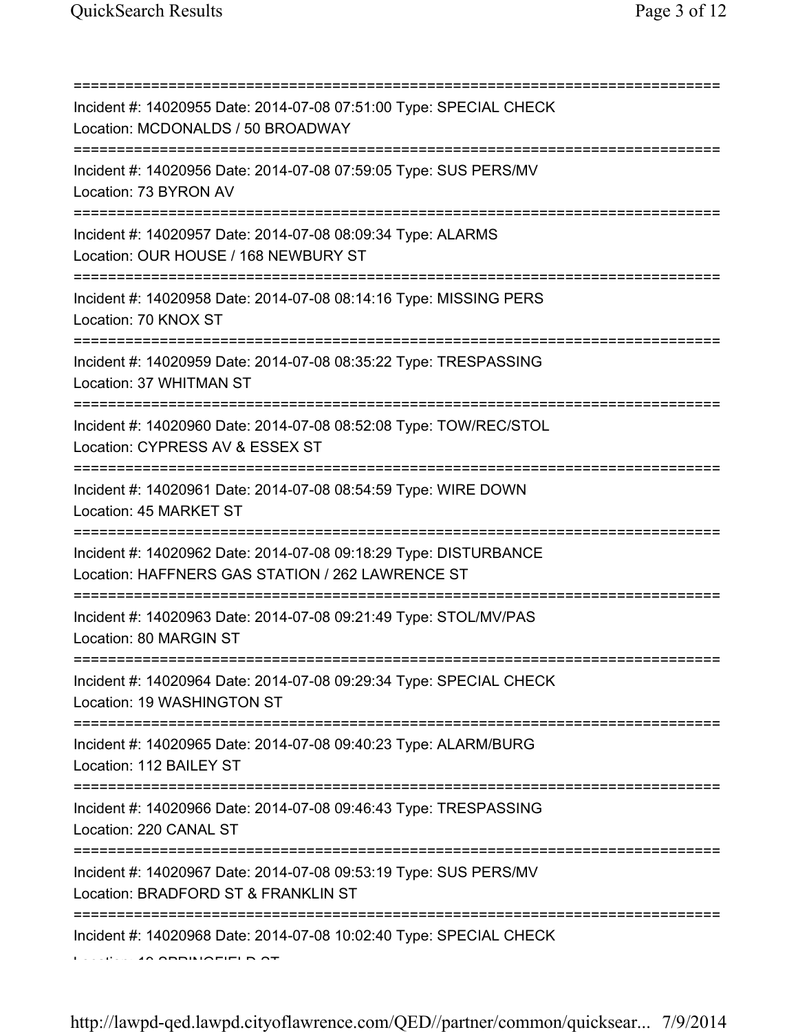===========================================================================

Incident #: 14020955 Date: 2014-07-08 07:51:00 Type: SPECIAL CHECK
Location: MCDONALDS / 50 BROADWAY

===========================================================================

Incident #: 14020956 Date: 2014-07-08 07:59:05 Type: SUS PERS/MV
Location: 73 BYRON AV

===========================================================================

Incident #: 14020957 Date: 2014-07-08 08:09:34 Type: ALARMS
Location: OUR HOUSE / 168 NEWBURY ST

===========================================================================

Incident #: 14020958 Date: 2014-07-08 08:14:16 Type: MISSING PERS
Location: 70 KNOX ST

===========================================================================

Incident #: 14020959 Date: 2014-07-08 08:35:22 Type: TRESPASSING
Location: 37 WHITMAN ST

===========================================================================

Incident #: 14020960 Date: 2014-07-08 08:52:08 Type: TOW/REC/STOL
Location: CYPRESS AV & ESSEX ST

===========================================================================

Incident #: 14020961 Date: 2014-07-08 08:54:59 Type: WIRE DOWN
Location: 45 MARKET ST

===========================================================================

Incident #: 14020962 Date: 2014-07-08 09:18:29 Type: DISTURBANCE
Location: HAFFNERS GAS STATION / 262 LAWRENCE ST

===========================================================================

Incident #: 14020963 Date: 2014-07-08 09:21:49 Type: STOL/MV/PAS
Location: 80 MARGIN ST

===========================================================================

Incident #: 14020964 Date: 2014-07-08 09:29:34 Type: SPECIAL CHECK
Location: 19 WASHINGTON ST

===========================================================================

Incident #: 14020965 Date: 2014-07-08 09:40:23 Type: ALARM/BURG
Location: 112 BAILEY ST

===========================================================================

Incident #: 14020966 Date: 2014-07-08 09:46:43 Type: TRESPASSING
Location: 220 CANAL ST

===========================================================================

Incident #: 14020967 Date: 2014-07-08 09:53:19 Type: SUS PERS/MV
Location: BRADFORD ST & FRANKLIN ST

===========================================================================

Incident #: 14020968 Date: 2014-07-08 10:02:40 Type: SPECIAL CHECK
Location: 10 SPRINGFIELD ST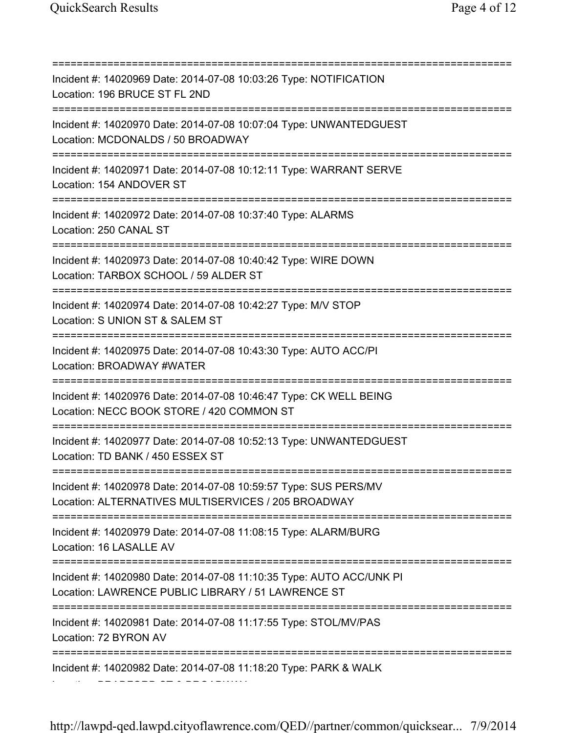===========================================================================

Incident #: 14020969 Date: 2014-07-08 10:03:26 Type: NOTIFICATION
Location: 196 BRUCE ST FL 2ND

===========================================================================

Incident #: 14020970 Date: 2014-07-08 10:07:04 Type: UNWANTEDGUEST
Location: MCDONALDS / 50 BROADWAY

===========================================================================

Incident #: 14020971 Date: 2014-07-08 10:12:11 Type: WARRANT SERVE
Location: 154 ANDOVER ST

===========================================================================

Incident #: 14020972 Date: 2014-07-08 10:37:40 Type: ALARMS
Location: 250 CANAL ST

===========================================================================

Incident #: 14020973 Date: 2014-07-08 10:40:42 Type: WIRE DOWN
Location: TARBOX SCHOOL / 59 ALDER ST

===========================================================================

Incident #: 14020974 Date: 2014-07-08 10:42:27 Type: M/V STOP
Location: S UNION ST & SALEM ST

===========================================================================

Incident #: 14020975 Date: 2014-07-08 10:43:30 Type: AUTO ACC/PI
Location: BROADWAY #WATER

===========================================================================

Incident #: 14020976 Date: 2014-07-08 10:46:47 Type: CK WELL BEING
Location: NECC BOOK STORE / 420 COMMON ST

===========================================================================

Incident #: 14020977 Date: 2014-07-08 10:52:13 Type: UNWANTEDGUEST
Location: TD BANK / 450 ESSEX ST

===========================================================================

Incident #: 14020978 Date: 2014-07-08 10:59:57 Type: SUS PERS/MV
Location: ALTERNATIVES MULTISERVICES / 205 BROADWAY

===========================================================================

Incident #: 14020979 Date: 2014-07-08 11:08:15 Type: ALARM/BURG
Location: 16 LASALLE AV

===========================================================================

Incident #: 14020980 Date: 2014-07-08 11:10:35 Type: AUTO ACC/UNK PI
Location: LAWRENCE PUBLIC LIBRARY / 51 LAWRENCE ST

===========================================================================

Incident #: 14020981 Date: 2014-07-08 11:17:55 Type: STOL/MV/PAS
Location: 72 BYRON AV

===========================================================================

Incident #: 14020982 Date: 2014-07-08 11:18:20 Type: PARK & WALK
Location: BRADFORD ST & BROADWAY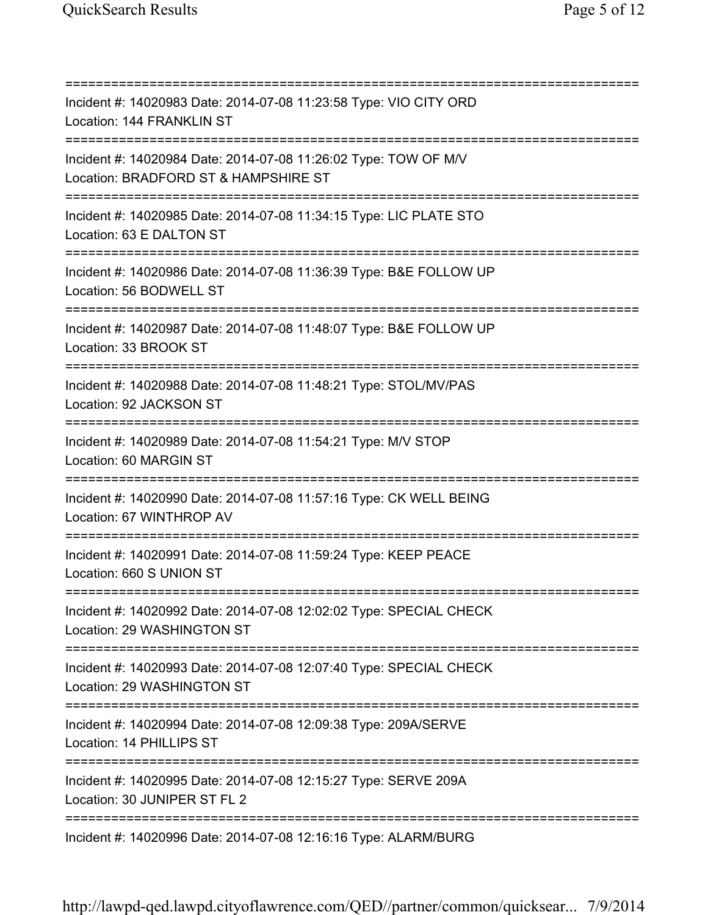===========================================================================

Incident #: 14020983 Date: 2014-07-08 11:23:58 Type: VIO CITY ORD
Location: 144 FRANKLIN ST

===========================================================================

Incident #: 14020984 Date: 2014-07-08 11:26:02 Type: TOW OF M/V
Location: BRADFORD ST & HAMPSHIRE ST

===========================================================================

Incident #: 14020985 Date: 2014-07-08 11:34:15 Type: LIC PLATE STO
Location: 63 E DALTON ST

===========================================================================

Incident #: 14020986 Date: 2014-07-08 11:36:39 Type: B&E FOLLOW UP
Location: 56 BODWELL ST

===========================================================================

Incident #: 14020987 Date: 2014-07-08 11:48:07 Type: B&E FOLLOW UP
Location: 33 BROOK ST

===========================================================================

Incident #: 14020988 Date: 2014-07-08 11:48:21 Type: STOL/MV/PAS
Location: 92 JACKSON ST

===========================================================================

Incident #: 14020989 Date: 2014-07-08 11:54:21 Type: M/V STOP
Location: 60 MARGIN ST

===========================================================================

Incident #: 14020990 Date: 2014-07-08 11:57:16 Type: CK WELL BEING
Location: 67 WINTHROP AV

===========================================================================

Incident #: 14020991 Date: 2014-07-08 11:59:24 Type: KEEP PEACE
Location: 660 S UNION ST

===========================================================================

Incident #: 14020992 Date: 2014-07-08 12:02:02 Type: SPECIAL CHECK
Location: 29 WASHINGTON ST

===========================================================================

Incident #: 14020993 Date: 2014-07-08 12:07:40 Type: SPECIAL CHECK
Location: 29 WASHINGTON ST

===========================================================================

Incident #: 14020994 Date: 2014-07-08 12:09:38 Type: 209A/SERVE
Location: 14 PHILLIPS ST

===========================================================================

Incident #: 14020995 Date: 2014-07-08 12:15:27 Type: SERVE 209A
Location: 30 JUNIPER ST FL 2

===========================================================================

Incident #: 14020996 Date: 2014-07-08 12:16:16 Type: ALARM/BURG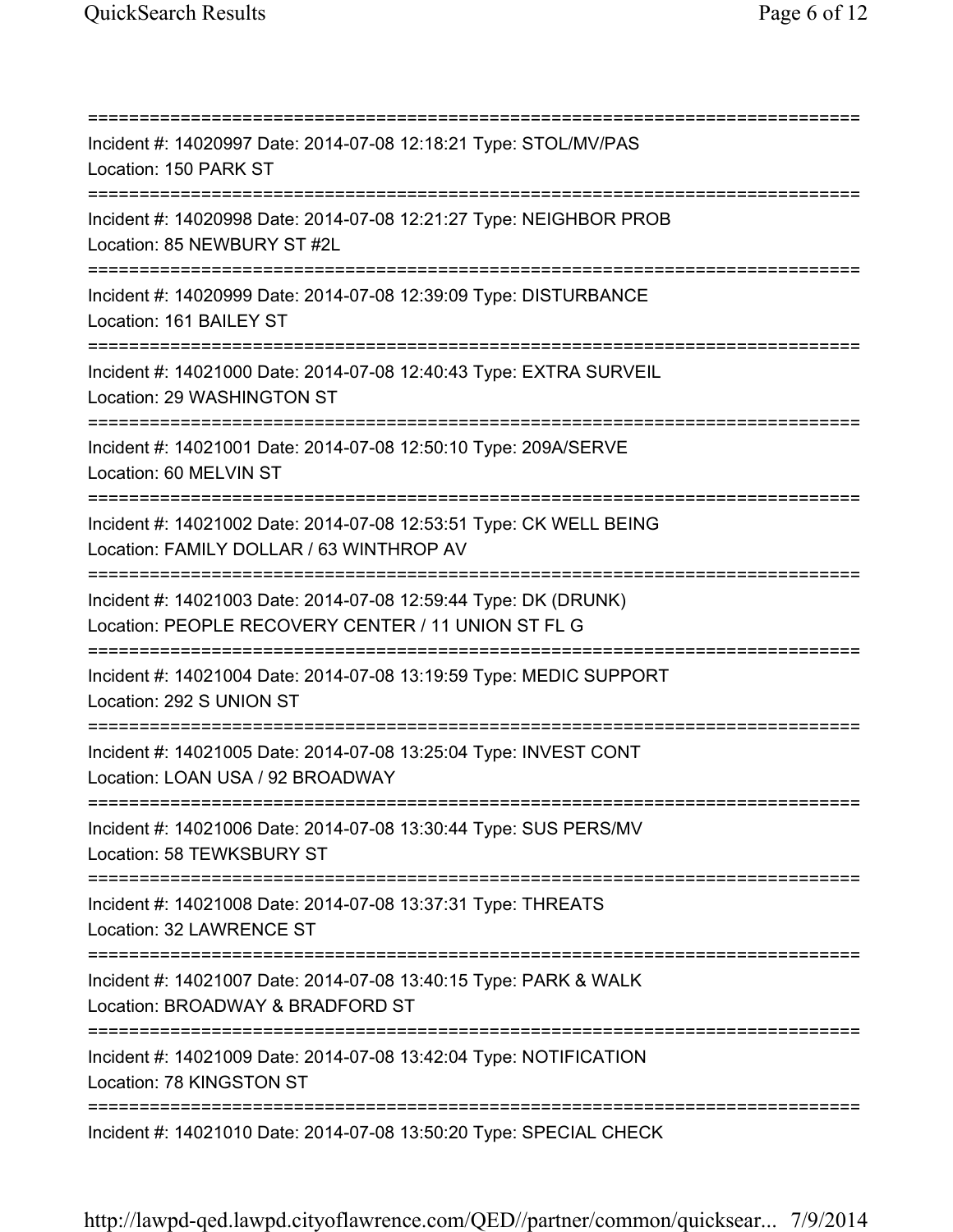===========================================================================
Incident #: 14020997 Date: 2014-07-08 12:18:21 Type: STOL/MV/PAS
Location: 150 PARK ST
===========================================================================
Incident #: 14020998 Date: 2014-07-08 12:21:27 Type: NEIGHBOR PROB
Location: 85 NEWBURY ST #2L
===========================================================================
Incident #: 14020999 Date: 2014-07-08 12:39:09 Type: DISTURBANCE
Location: 161 BAILEY ST
===========================================================================
Incident #: 14021000 Date: 2014-07-08 12:40:43 Type: EXTRA SURVEIL
Location: 29 WASHINGTON ST
===========================================================================
Incident #: 14021001 Date: 2014-07-08 12:50:10 Type: 209A/SERVE
Location: 60 MELVIN ST
===========================================================================
Incident #: 14021002 Date: 2014-07-08 12:53:51 Type: CK WELL BEING
Location: FAMILY DOLLAR / 63 WINTHROP AV
===========================================================================
Incident #: 14021003 Date: 2014-07-08 12:59:44 Type: DK (DRUNK)
Location: PEOPLE RECOVERY CENTER / 11 UNION ST FL G
===========================================================================
Incident #: 14021004 Date: 2014-07-08 13:19:59 Type: MEDIC SUPPORT
Location: 292 S UNION ST
===========================================================================
Incident #: 14021005 Date: 2014-07-08 13:25:04 Type: INVEST CONT
Location: LOAN USA / 92 BROADWAY
===========================================================================
Incident #: 14021006 Date: 2014-07-08 13:30:44 Type: SUS PERS/MV
Location: 58 TEWKSBURY ST
===========================================================================
Incident #: 14021008 Date: 2014-07-08 13:37:31 Type: THREATS
Location: 32 LAWRENCE ST
===========================================================================
Incident #: 14021007 Date: 2014-07-08 13:40:15 Type: PARK & WALK
Location: BROADWAY & BRADFORD ST
===========================================================================
Incident #: 14021009 Date: 2014-07-08 13:42:04 Type: NOTIFICATION
Location: 78 KINGSTON ST
===========================================================================
Incident #: 14021010 Date: 2014-07-08 13:50:20 Type: SPECIAL CHECK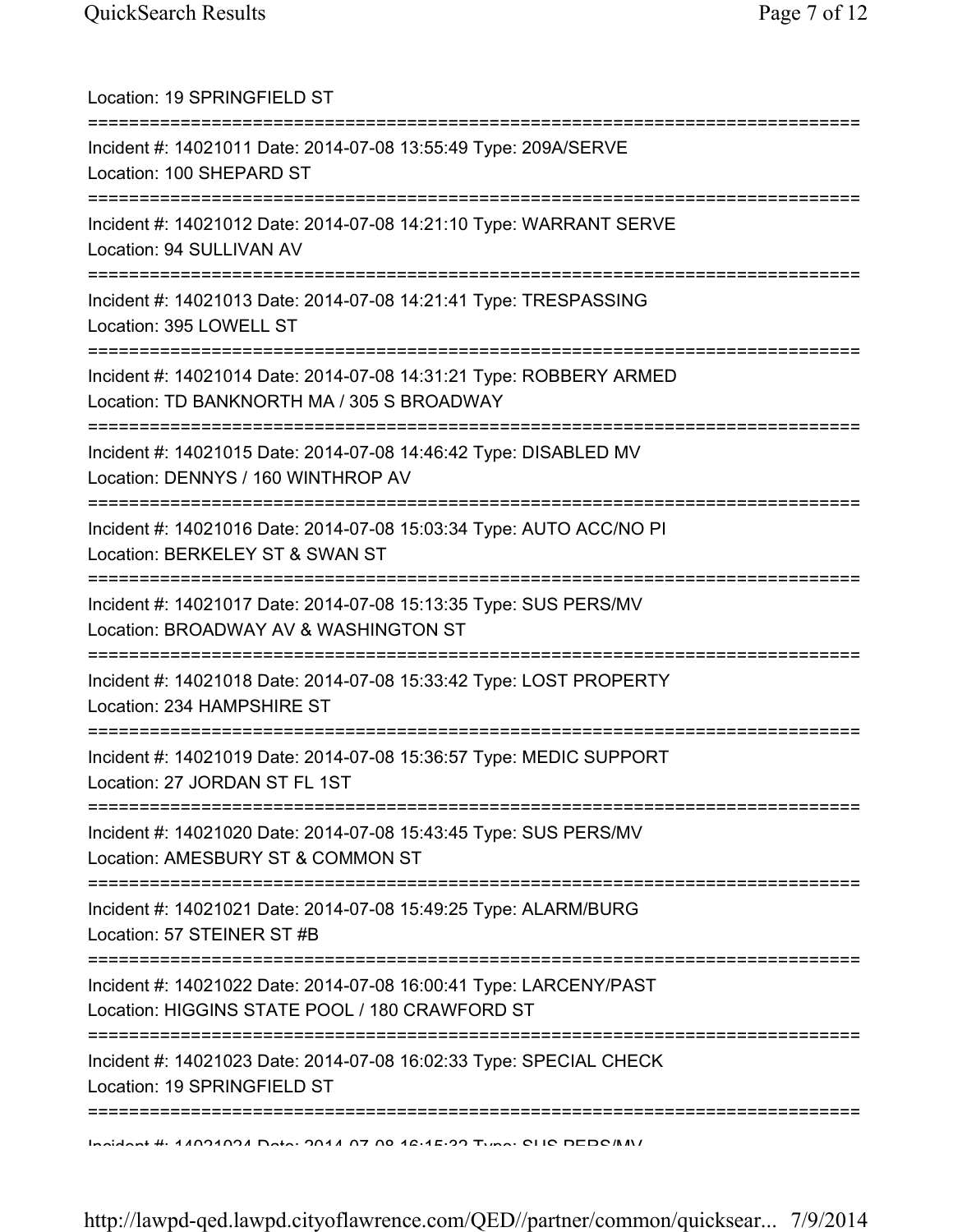Location: 19 SPRINGFIELD ST

===========================================================================

Incident #: 14021011 Date: 2014-07-08 13:55:49 Type: 209A/SERVE

Location: 100 SHEPARD ST

===========================================================================

Incident #: 14021012 Date: 2014-07-08 14:21:10 Type: WARRANT SERVE

Location: 94 SULLIVAN AV

===========================================================================

Incident #: 14021013 Date: 2014-07-08 14:21:41 Type: TRESPASSING

Location: 395 LOWELL ST

===========================================================================

Incident #: 14021014 Date: 2014-07-08 14:31:21 Type: ROBBERY ARMED

Location: TD BANKNORTH MA / 305 S BROADWAY

===========================================================================

Incident #: 14021015 Date: 2014-07-08 14:46:42 Type: DISABLED MV

Location: DENNYS / 160 WINTHROP AV

===========================================================================

Incident #: 14021016 Date: 2014-07-08 15:03:34 Type: AUTO ACC/NO PI

Location: BERKELEY ST & SWAN ST

===========================================================================

Incident #: 14021017 Date: 2014-07-08 15:13:35 Type: SUS PERS/MV

Location: BROADWAY AV & WASHINGTON ST

===========================================================================

Incident #: 14021018 Date: 2014-07-08 15:33:42 Type: LOST PROPERTY

Location: 234 HAMPSHIRE ST

===========================================================================

Incident #: 14021019 Date: 2014-07-08 15:36:57 Type: MEDIC SUPPORT

Location: 27 JORDAN ST FL 1ST

===========================================================================

Incident #: 14021020 Date: 2014-07-08 15:43:45 Type: SUS PERS/MV

Location: AMESBURY ST & COMMON ST

===========================================================================

Incident #: 14021021 Date: 2014-07-08 15:49:25 Type: ALARM/BURG

Location: 57 STEINER ST #B

===========================================================================

Incident #: 14021022 Date: 2014-07-08 16:00:41 Type: LARCENY/PAST

Location: HIGGINS STATE POOL / 180 CRAWFORD ST

===========================================================================

Incident #: 14021023 Date: 2014-07-08 16:02:33 Type: SPECIAL CHECK

Location: 19 SPRINGFIELD ST

===========================================================================

Incident #: 14021024 Date: 2014-07-08 16:15:32 Type: SUS PERS/MV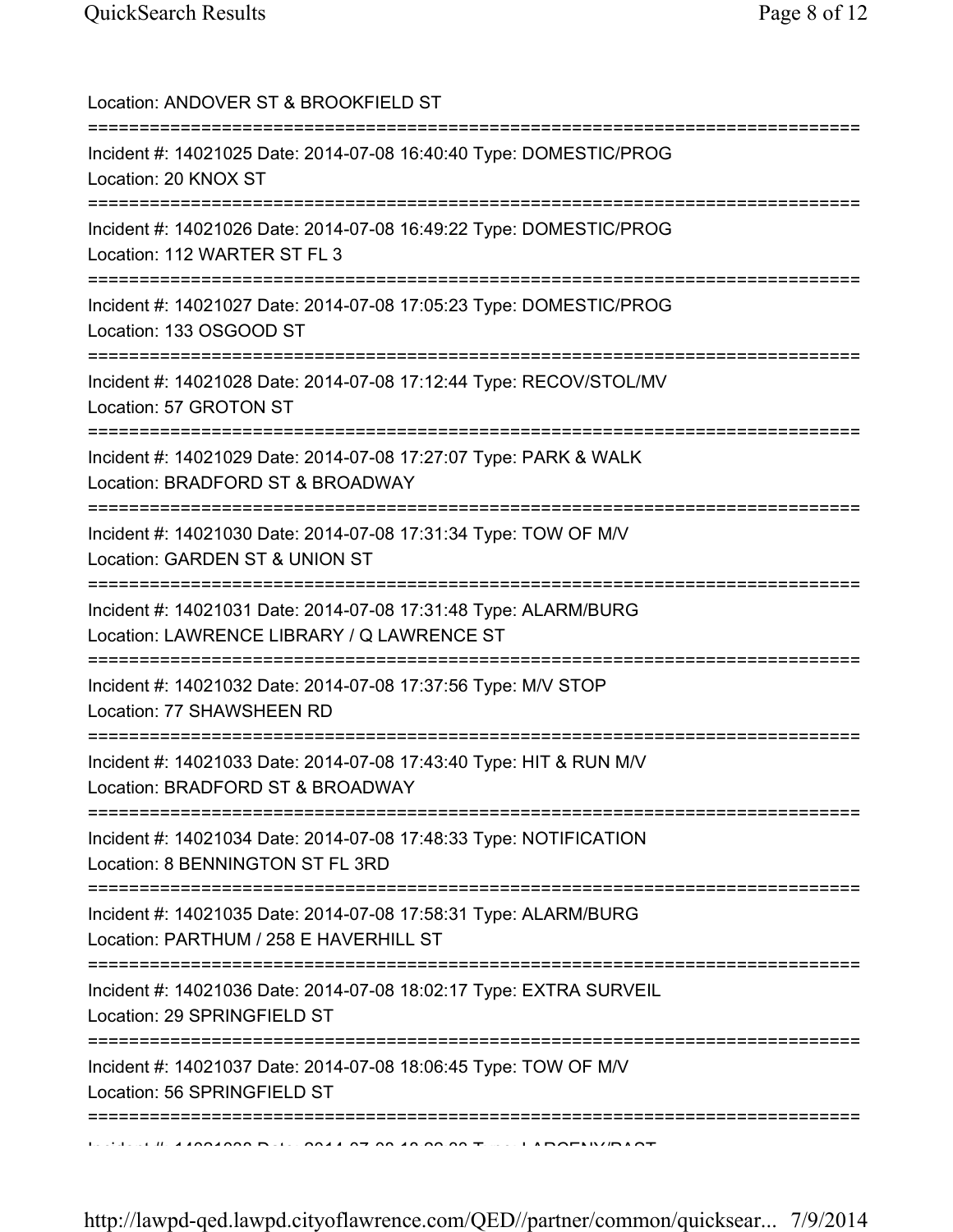Location: ANDOVER ST & BROOKFIELD ST

===========================================================================

Incident #: 14021025 Date: 2014-07-08 16:40:40 Type: DOMESTIC/PROG
Location: 20 KNOX ST

===========================================================================

Incident #: 14021026 Date: 2014-07-08 16:49:22 Type: DOMESTIC/PROG
Location: 112 WARTER ST FL 3

===========================================================================

Incident #: 14021027 Date: 2014-07-08 17:05:23 Type: DOMESTIC/PROG
Location: 133 OSGOOD ST

===========================================================================

Incident #: 14021028 Date: 2014-07-08 17:12:44 Type: RECOV/STOL/MV
Location: 57 GROTON ST

===========================================================================

Incident #: 14021029 Date: 2014-07-08 17:27:07 Type: PARK & WALK
Location: BRADFORD ST & BROADWAY

===========================================================================

Incident #: 14021030 Date: 2014-07-08 17:31:34 Type: TOW OF M/V
Location: GARDEN ST & UNION ST

===========================================================================

Incident #: 14021031 Date: 2014-07-08 17:31:48 Type: ALARM/BURG
Location: LAWRENCE LIBRARY / Q LAWRENCE ST

===========================================================================

Incident #: 14021032 Date: 2014-07-08 17:37:56 Type: M/V STOP
Location: 77 SHAWSHEEN RD

===========================================================================

Incident #: 14021033 Date: 2014-07-08 17:43:40 Type: HIT & RUN M/V
Location: BRADFORD ST & BROADWAY

===========================================================================

Incident #: 14021034 Date: 2014-07-08 17:48:33 Type: NOTIFICATION
Location: 8 BENNINGTON ST FL 3RD

===========================================================================

Incident #: 14021035 Date: 2014-07-08 17:58:31 Type: ALARM/BURG
Location: PARTHUM / 258 E HAVERHILL ST

===========================================================================

Incident #: 14021036 Date: 2014-07-08 18:02:17 Type: EXTRA SURVEIL
Location: 29 SPRINGFIELD ST

===========================================================================

Incident #: 14021037 Date: 2014-07-08 18:06:45 Type: TOW OF M/V
Location: 56 SPRINGFIELD ST

===========================================================================

Incident #: 14021038 Date: 2014-07-08 18:22:23 Type: LARCENY/PAST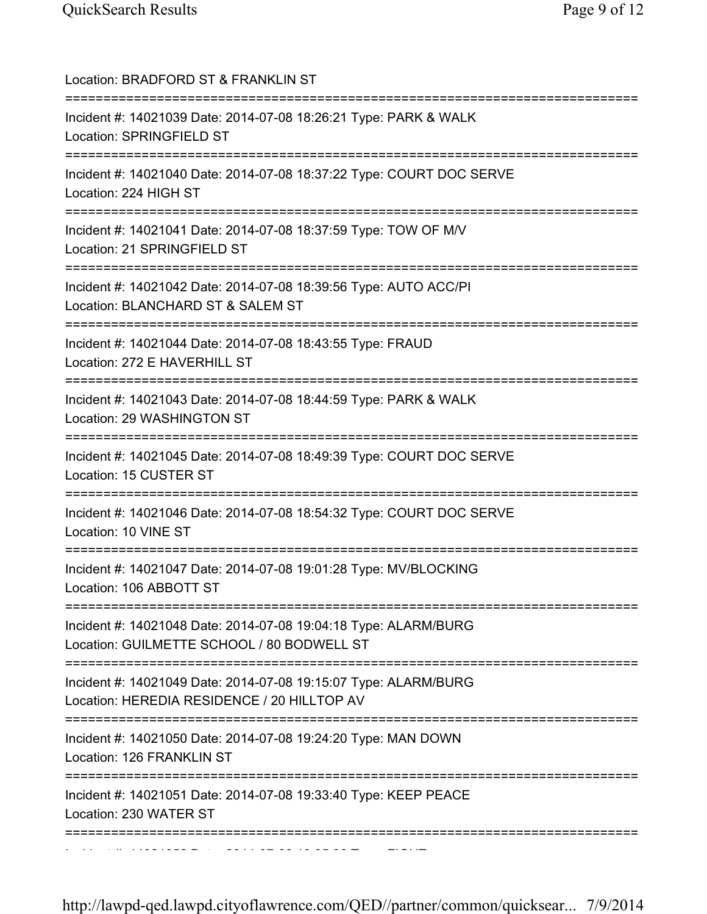Location: BRADFORD ST & FRANKLIN ST

===========================================================================

Incident #: 14021039 Date: 2014-07-08 18:26:21 Type: PARK & WALK
Location: SPRINGFIELD ST

===========================================================================

Incident #: 14021040 Date: 2014-07-08 18:37:22 Type: COURT DOC SERVE
Location: 224 HIGH ST

===========================================================================

Incident #: 14021041 Date: 2014-07-08 18:37:59 Type: TOW OF M/V
Location: 21 SPRINGFIELD ST

===========================================================================

Incident #: 14021042 Date: 2014-07-08 18:39:56 Type: AUTO ACC/PI
Location: BLANCHARD ST & SALEM ST

===========================================================================

Incident #: 14021044 Date: 2014-07-08 18:43:55 Type: FRAUD
Location: 272 E HAVERHILL ST

===========================================================================

Incident #: 14021043 Date: 2014-07-08 18:44:59 Type: PARK & WALK
Location: 29 WASHINGTON ST

===========================================================================

Incident #: 14021045 Date: 2014-07-08 18:49:39 Type: COURT DOC SERVE
Location: 15 CUSTER ST

===========================================================================

Incident #: 14021046 Date: 2014-07-08 18:54:32 Type: COURT DOC SERVE
Location: 10 VINE ST

===========================================================================

Incident #: 14021047 Date: 2014-07-08 19:01:28 Type: MV/BLOCKING
Location: 106 ABBOTT ST

===========================================================================

Incident #: 14021048 Date: 2014-07-08 19:04:18 Type: ALARM/BURG
Location: GUILMETTE SCHOOL / 80 BODWELL ST

===========================================================================

Incident #: 14021049 Date: 2014-07-08 19:15:07 Type: ALARM/BURG
Location: HEREDIA RESIDENCE / 20 HILLTOP AV

===========================================================================

Incident #: 14021050 Date: 2014-07-08 19:24:20 Type: MAN DOWN
Location: 126 FRANKLIN ST

===========================================================================

Incident #: 14021051 Date: 2014-07-08 19:33:40 Type: KEEP PEACE
Location: 230 WATER ST

===========================================================================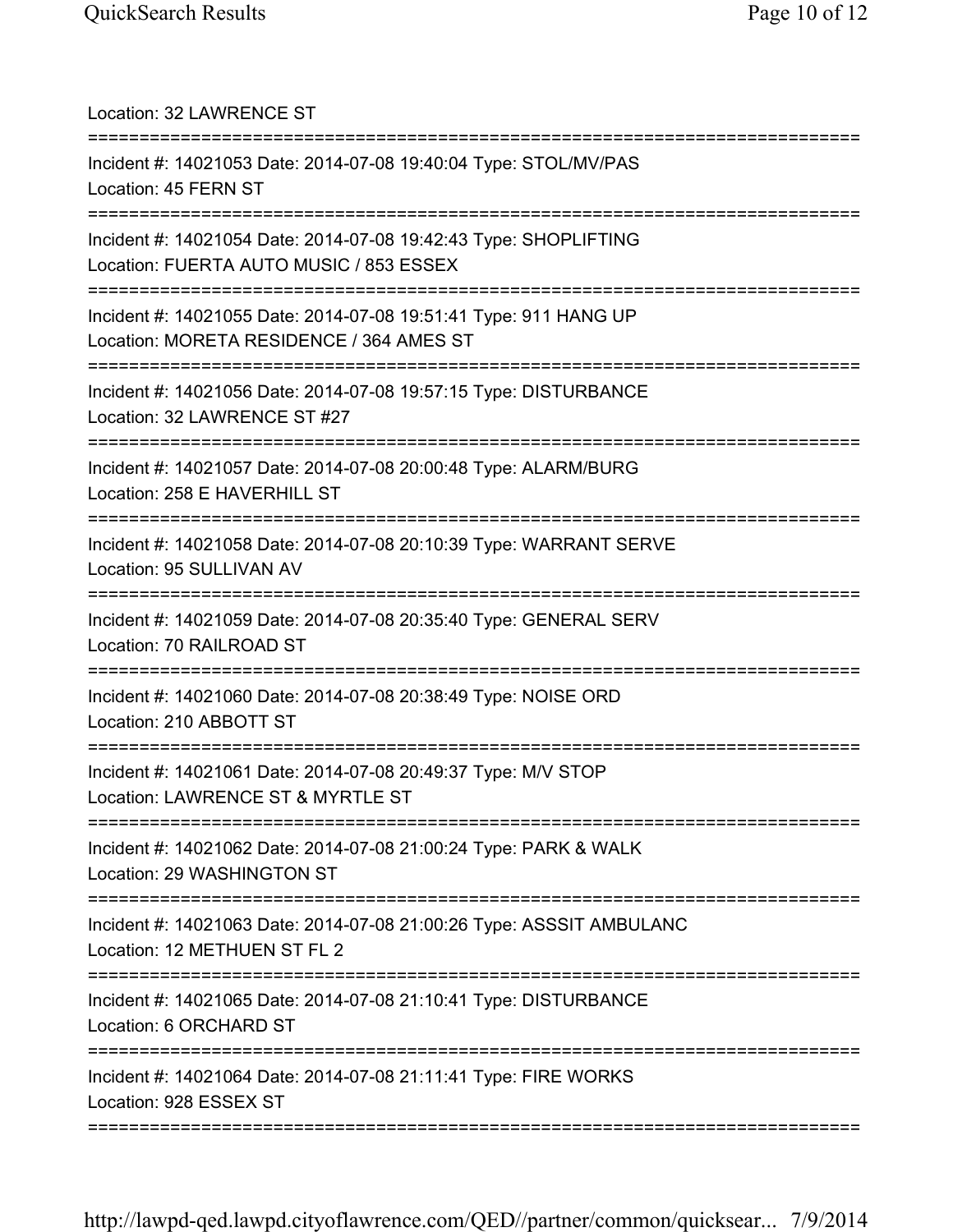Location: 32 LAWRENCE ST

===========================================================================

Incident #: 14021053 Date: 2014-07-08 19:40:04 Type: STOL/MV/PAS

Location: 45 FERN ST

===========================================================================

Incident #: 14021054 Date: 2014-07-08 19:42:43 Type: SHOPLIFTING

Location: FUERTA AUTO MUSIC / 853 ESSEX

===========================================================================

Incident #: 14021055 Date: 2014-07-08 19:51:41 Type: 911 HANG UP

Location: MORETA RESIDENCE / 364 AMES ST

===========================================================================

Incident #: 14021056 Date: 2014-07-08 19:57:15 Type: DISTURBANCE

Location: 32 LAWRENCE ST #27

===========================================================================

Incident #: 14021057 Date: 2014-07-08 20:00:48 Type: ALARM/BURG

Location: 258 E HAVERHILL ST

===========================================================================

Incident #: 14021058 Date: 2014-07-08 20:10:39 Type: WARRANT SERVE

Location: 95 SULLIVAN AV

===========================================================================

Incident #: 14021059 Date: 2014-07-08 20:35:40 Type: GENERAL SERV

Location: 70 RAILROAD ST

===========================================================================

Incident #: 14021060 Date: 2014-07-08 20:38:49 Type: NOISE ORD

Location: 210 ABBOTT ST

===========================================================================

Incident #: 14021061 Date: 2014-07-08 20:49:37 Type: M/V STOP

Location: LAWRENCE ST & MYRTLE ST

===========================================================================

Incident #: 14021062 Date: 2014-07-08 21:00:24 Type: PARK & WALK

Location: 29 WASHINGTON ST

===========================================================================

Incident #: 14021063 Date: 2014-07-08 21:00:26 Type: ASSSIT AMBULANC

Location: 12 METHUEN ST FL 2

===========================================================================

Incident #: 14021065 Date: 2014-07-08 21:10:41 Type: DISTURBANCE

Location: 6 ORCHARD ST

===========================================================================

Incident #: 14021064 Date: 2014-07-08 21:11:41 Type: FIRE WORKS

Location: 928 ESSEX ST

===========================================================================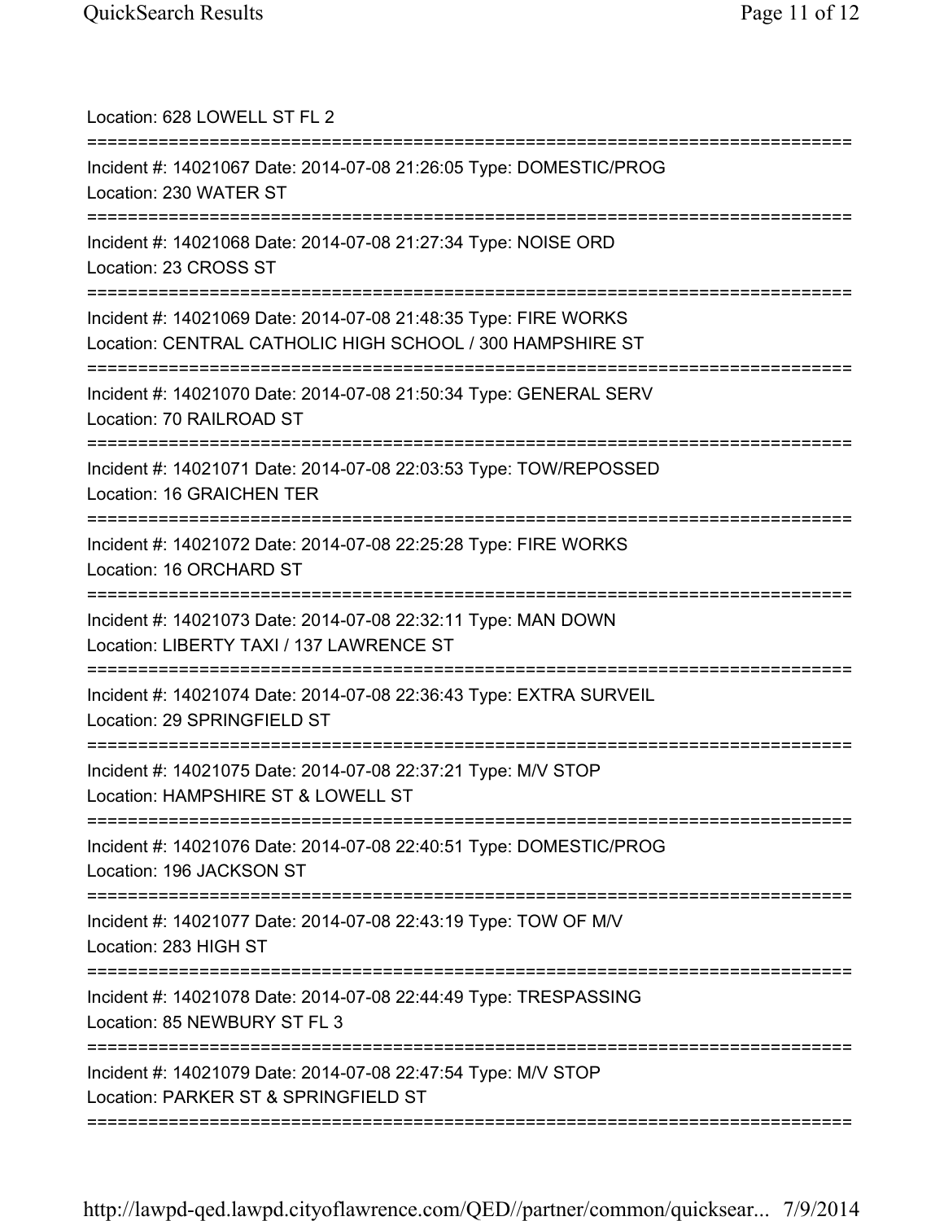Location: 628 LOWELL ST FL 2

===========================================================================

Incident #: 14021067 Date: 2014-07-08 21:26:05 Type: DOMESTIC/PROG
Location: 230 WATER ST

===========================================================================

Incident #: 14021068 Date: 2014-07-08 21:27:34 Type: NOISE ORD
Location: 23 CROSS ST

===========================================================================

Incident #: 14021069 Date: 2014-07-08 21:48:35 Type: FIRE WORKS
Location: CENTRAL CATHOLIC HIGH SCHOOL / 300 HAMPSHIRE ST

===========================================================================

Incident #: 14021070 Date: 2014-07-08 21:50:34 Type: GENERAL SERV
Location: 70 RAILROAD ST

===========================================================================

Incident #: 14021071 Date: 2014-07-08 22:03:53 Type: TOW/REPOSSED
Location: 16 GRAICHEN TER

===========================================================================

Incident #: 14021072 Date: 2014-07-08 22:25:28 Type: FIRE WORKS
Location: 16 ORCHARD ST

===========================================================================

Incident #: 14021073 Date: 2014-07-08 22:32:11 Type: MAN DOWN
Location: LIBERTY TAXI / 137 LAWRENCE ST

===========================================================================

Incident #: 14021074 Date: 2014-07-08 22:36:43 Type: EXTRA SURVEIL
Location: 29 SPRINGFIELD ST

===========================================================================

Incident #: 14021075 Date: 2014-07-08 22:37:21 Type: M/V STOP
Location: HAMPSHIRE ST & LOWELL ST

===========================================================================

Incident #: 14021076 Date: 2014-07-08 22:40:51 Type: DOMESTIC/PROG
Location: 196 JACKSON ST

===========================================================================

Incident #: 14021077 Date: 2014-07-08 22:43:19 Type: TOW OF M/V
Location: 283 HIGH ST

===========================================================================

Incident #: 14021078 Date: 2014-07-08 22:44:49 Type: TRESPASSING
Location: 85 NEWBURY ST FL 3

===========================================================================

Incident #: 14021079 Date: 2014-07-08 22:47:54 Type: M/V STOP
Location: PARKER ST & SPRINGFIELD ST

===========================================================================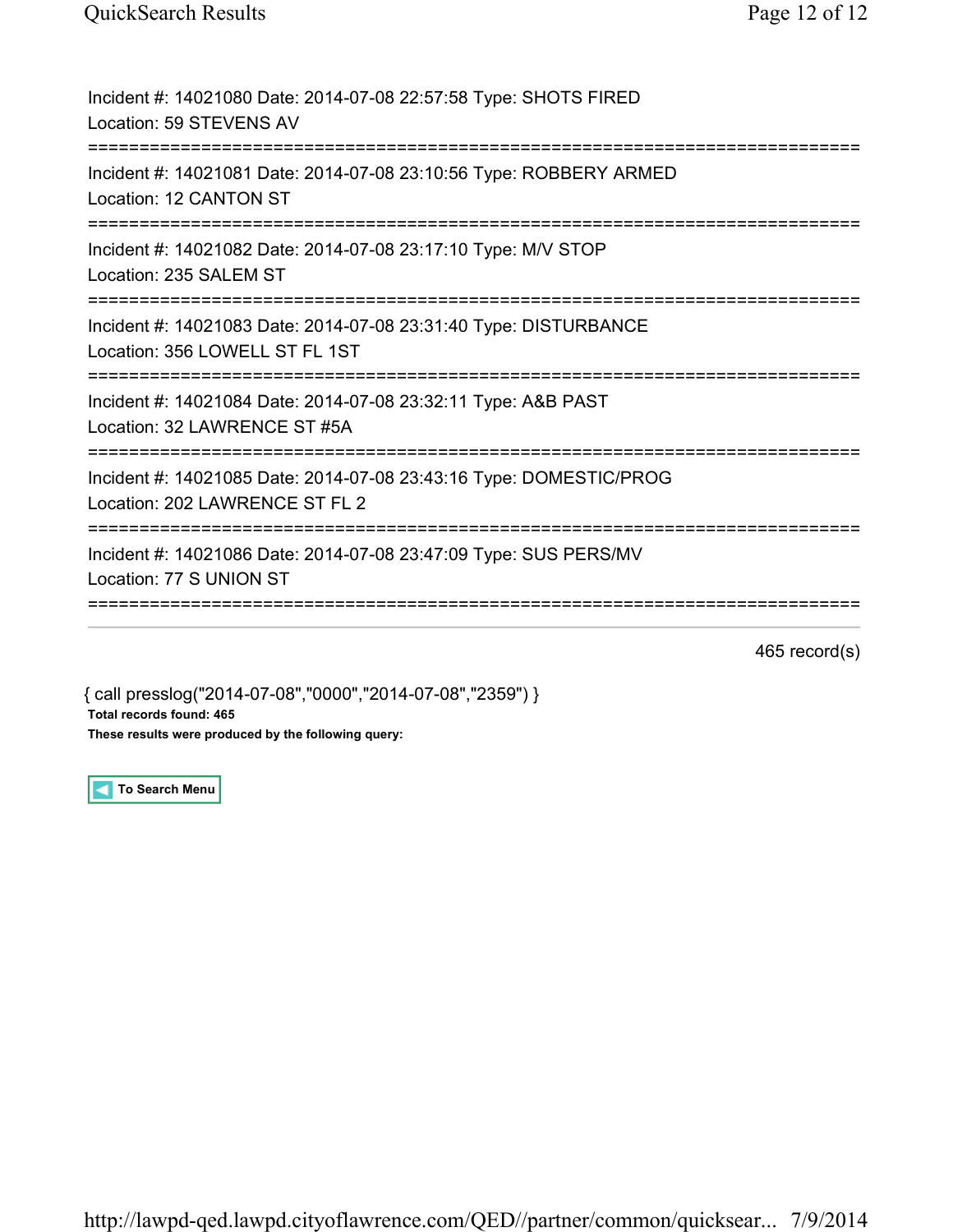Incident #: 14021080 Date: 2014-07-08 22:57:58 Type: SHOTS FIRED
Location: 59 STEVENS AV

===========================================================================

Incident #: 14021081 Date: 2014-07-08 23:10:56 Type: ROBBERY ARMED
Location: 12 CANTON ST

===========================================================================

Incident #: 14021082 Date: 2014-07-08 23:17:10 Type: M/V STOP
Location: 235 SALEM ST

===========================================================================

Incident #: 14021083 Date: 2014-07-08 23:31:40 Type: DISTURBANCE
Location: 356 LOWELL ST FL 1ST

===========================================================================

Incident #: 14021084 Date: 2014-07-08 23:32:11 Type: A&B PAST
Location: 32 LAWRENCE ST #5A

===========================================================================

Incident #: 14021085 Date: 2014-07-08 23:43:16 Type: DOMESTIC/PROG
Location: 202 LAWRENCE ST FL 2

===========================================================================

Incident #: 14021086 Date: 2014-07-08 23:47:09 Type: SUS PERS/MV
Location: 77 S UNION ST

===========================================================================

465 record(s)

{ call presslog("2014-07-08","0000","2014-07-08","2359") }

**Total records found: 465**

**These results were produced by the following query:**

**To Search Menu**

http://lawpd-qed.lawpd.cityoflawrence.com/QED//partner/common/quicksear... 7/9/2014